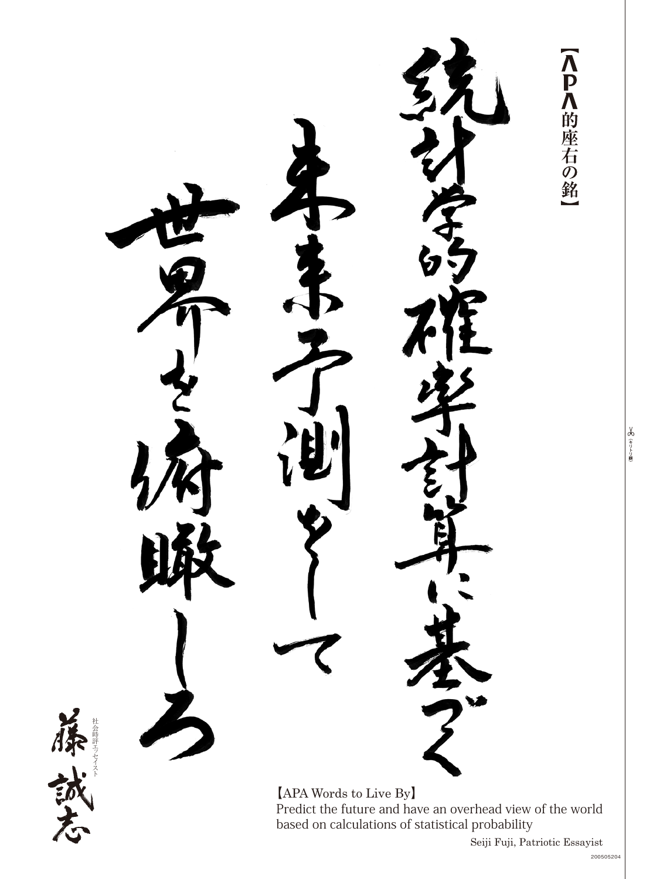【APA的座右の銘】

統計学的確率計算に基づく未来予測をして世界を俯瞰しろ

社会時評エッセイスト
藤 誠志

【APA Words to Live By】
Predict the future and have an overhead view of the world based on calculations of statistical probability

Seiji Fuji, Patriotic Essayist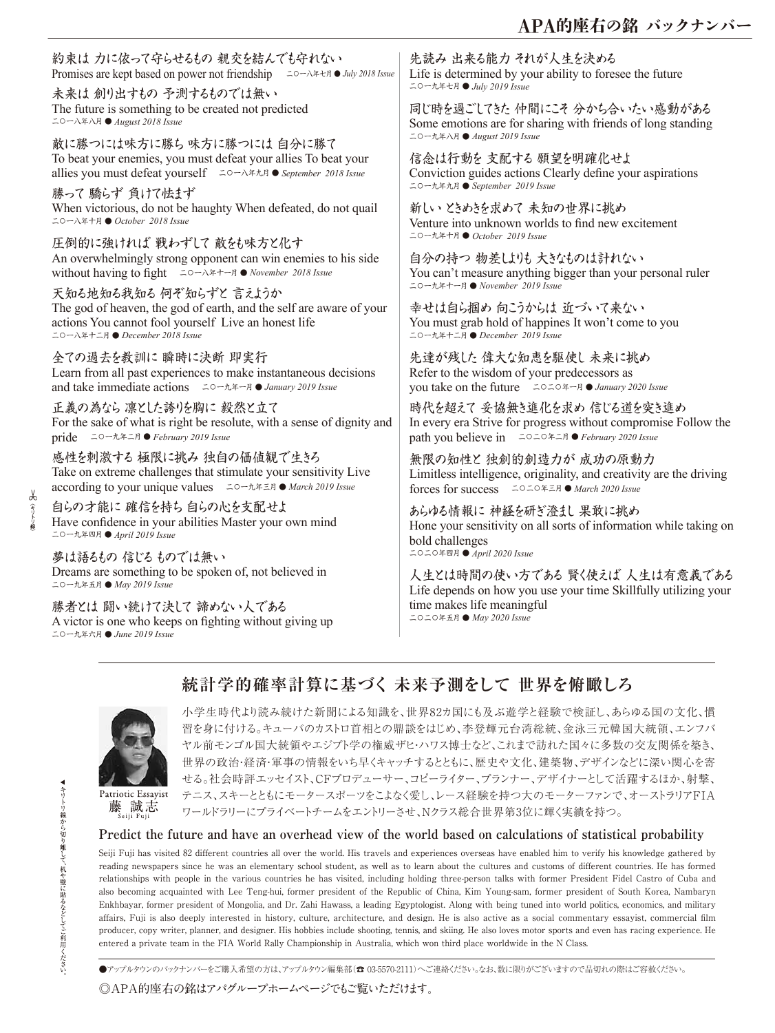# APA的座右の銘 バックナンバー

約束は 力に依って守らせるもの 親交を結んでも守れない
Promises are kept based on power not friendship　二〇一八年七月 ● *July 2018 Issue*

未来は 創り出すもの 予測するものでは無い
The future is something to be created not predicted
二〇一八年八月 ● *August 2018 Issue*

敵に勝つには味方に勝ち 味方に勝つには 自分に勝て
To beat your enemies, you must defeat your allies To beat your allies you must defeat yourself　二〇一八年九月 ● *September 2018 Issue*

勝って 驕らず 負けて怯まず
When victorious, do not be haughty When defeated, do not quail
二〇一八年十月 ● *October 2018 Issue*

圧倒的に強ければ 戦わずして 敵をも味方と化す
An overwhelmingly strong opponent can win enemies to his side without having to fight　二〇一八年十一月 ● *November 2018 Issue*

天知る地知る我知る 何ぞ知らずと 言えようか
The god of heaven, the god of earth, and the self are aware of your actions You cannot fool yourself Live an honest life
二〇一八年十二月 ● *December 2018 Issue*

全ての過去を教訓に 瞬時に決断 即実行
Learn from all past experiences to make instantaneous decisions and take immediate actions　二〇一九年一月 ● *January 2019 Issue*

正義の為なら 凛とした誇りを胸に 毅然と立て
For the sake of what is right be resolute, with a sense of dignity and pride　二〇一九年二月 ● *February 2019 Issue*

感性を刺激する 極限に挑み 独自の価値観で生きろ
Take on extreme challenges that stimulate your sensitivity Live according to your unique values　二〇一九年三月 ● *March 2019 Issue*

自らの才能に 確信を持ち 自らの心を支配せよ
Have confidence in your abilities Master your own mind
二〇一九年四月 ● *April 2019 Issue*

夢は語るもの 信じる ものでは無い
Dreams are something to be spoken of, not believed in
二〇一九年五月 ● *May 2019 Issue*

勝者とは 闘い続けて決して 諦めない人である
A victor is one who keeps on fighting without giving up
二〇一九年六月 ● *June 2019 Issue*

先読み 出来る能力 それが人生を決める
Life is determined by your ability to foresee the future
二〇一九年七月 ● *July 2019 Issue*

同じ時を過ごしてきた 仲間にこそ 分かち合いたい感動がある
Some emotions are for sharing with friends of long standing
二〇一九年八月 ● *August 2019 Issue*

信念は行動を 支配する 願望を明確化せよ
Conviction guides actions Clearly define your aspirations
二〇一九年九月 ● *September 2019 Issue*

新しい ときめきを求めて 未知の世界に挑め
Venture into unknown worlds to find new excitement
二〇一九年十月 ● *October 2019 Issue*

自分の持つ 物差しよりも 大きなものは計れない
You can't measure anything bigger than your personal ruler
二〇一九年十一月 ● *November 2019 Issue*

幸せは自ら掴め 向こうからは 近づいて来ない
You must grab hold of happines It won't come to you
二〇一九年十二月 ● *December 2019 Issue*

先達が残した 偉大な知恵を駆使し 未来に挑め
Refer to the wisdom of your predecessors as you take on the future　二〇二〇年一月 ● *January 2020 Issue*

時代を超えて 妥協無き進化を求め 信じる道を突き進め
In every era Strive for progress without compromise Follow the path you believe in　二〇二〇年二月 ● *February 2020 Issue*

無限の知性と 独創的創造力が 成功の原動力
Limitless intelligence, originality, and creativity are the driving forces for success　二〇二〇年三月 ● *March 2020 Issue*

あらゆる情報に 神経を研ぎ澄まし 果敢に挑め
Hone your sensitivity on all sorts of information while taking on bold challenges
二〇二〇年四月 ● *April 2020 Issue*

人生とは時間の使い方である 賢く使えば 人生は有意義である
Life depends on how you use your time Skillfully utilizing your time makes life meaningful
二〇二〇年五月 ● *May 2020 Issue*

## 統計学的確率計算に基づく 未来予測をして 世界を俯瞰しろ

Patriotic Essayist
藤 誠志
Seiji Fuji

小学生時代より読み続けた新聞による知識を、世界82カ国にも及ぶ遊学と経験で検証し、あらゆる国の文化、慣習を身に付ける。キューバのカストロ首相との鼎談をはじめ、李登輝元台湾総統、金泳三元韓国大統領、エンフバヤル前モンゴル国大統領やエジプト学の権威ザヒ・ハワス博士など、これまで訪れた国々に多数の交友関係を築き、世界の政治・経済・軍事の情報をいち早くキャッチするとともに、歴史や文化、建築物、デザインなどに深い関心を寄せる。社会時評エッセイスト、CFプロデューサー、コピーライター、プランナー、デザイナーとして活躍するほか、射撃、テニス、スキーとともにモータースポーツをこよなく愛し、レース経験を持つ大のモーターファンで、オーストラリアFIAワールドラリーにプライベートチームをエントリーさせ、Nクラス総合世界第3位に輝く実績を持つ。

### Predict the future and have an overhead view of the world based on calculations of statistical probability

Seiji Fuji has visited 82 different countries all over the world. His travels and experiences overseas have enabled him to verify his knowledge gathered by reading newspapers since he was an elementary school student, as well as to learn about the cultures and customs of different countries. He has formed relationships with people in the various countries he has visited, including holding three-person talks with former President Fidel Castro of Cuba and also becoming acquainted with Lee Teng-hui, former president of the Republic of China, Kim Young-sam, former president of South Korea, Nambaryn Enkhbayar, former president of Mongolia, and Dr. Zahi Hawass, a leading Egyptologist. Along with being tuned into world politics, economics, and military affairs, Fuji is also deeply interested in history, culture, architecture, and design. He is also active as a social commentary essayist, commercial film producer, copy writer, planner, and designer. His hobbies include shooting, tennis, and skiing. He also loves motor sports and even has racing experience. He entered a private team in the FIA World Rally Championship in Australia, which won third place worldwide in the N Class.

◀キリトリ線から切り離して、机や壁に貼るなどしてご利用ください。

●アップルタウンのバックナンバーをご購入希望の方は、アップルタウン編集部（☎ 03-5570-2111）へご連絡ください。なお、数に限りがございますので品切れの際はご容赦ください。

◎APA的座右の銘はアパグループホームページでもご覧いただけます。